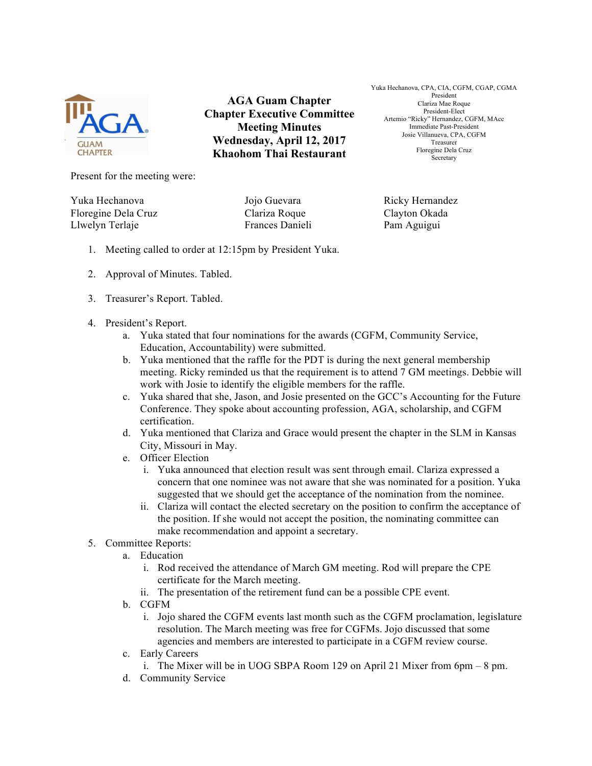# AGA Guam Chapter
## Chapter Executive Committee Meeting Minutes
### Wednesday, April 12, 2017
### Khaohom Thai Restaurant

Yuka Hechanova, CPA, CIA, CGFM, CGAP, CGMA
President
Clariza Mae Roque
President-Elect
Artemio "Ricky" Hernandez, CGFM, MAcc
Immediate Past-President
Josie Villanueva, CPA, CGFM
Treasurer
Floregine Dela Cruz
Secretary

Present for the meeting were:

Yuka Hechanova
Floregine Dela Cruz
Llwelyn Terlaje
Jojo Guevara
Clariza Roque
Frances Danieli
Ricky Hernandez
Clayton Okada
Pam Aguigui

1. Meeting called to order at 12:15pm by President Yuka.

2. Approval of Minutes. Tabled.

3. Treasurer's Report. Tabled.

4. President's Report.
   a. Yuka stated that four nominations for the awards (CGFM, Community Service, Education, Accountability) were submitted.
   b. Yuka mentioned that the raffle for the PDT is during the next general membership meeting. Ricky reminded us that the requirement is to attend 7 GM meetings. Debbie will work with Josie to identify the eligible members for the raffle.
   c. Yuka shared that she, Jason, and Josie presented on the GCC's Accounting for the Future Conference. They spoke about accounting profession, AGA, scholarship, and CGFM certification.
   d. Yuka mentioned that Clariza and Grace would present the chapter in the SLM in Kansas City, Missouri in May.
   e. Officer Election
      i. Yuka announced that election result was sent through email. Clariza expressed a concern that one nominee was not aware that she was nominated for a position. Yuka suggested that we should get the acceptance of the nomination from the nominee.
      ii. Clariza will contact the elected secretary on the position to confirm the acceptance of the position. If she would not accept the position, the nominating committee can make recommendation and appoint a secretary.

5. Committee Reports:
   a. Education
      i. Rod received the attendance of March GM meeting. Rod will prepare the CPE certificate for the March meeting.
      ii. The presentation of the retirement fund can be a possible CPE event.
   b. CGFM
      i. Jojo shared the CGFM events last month such as the CGFM proclamation, legislature resolution. The March meeting was free for CGFMs. Jojo discussed that some agencies and members are interested to participate in a CGFM review course.
   c. Early Careers
      i. The Mixer will be in UOG SBPA Room 129 on April 21 Mixer from 6pm – 8 pm.
   d. Community Service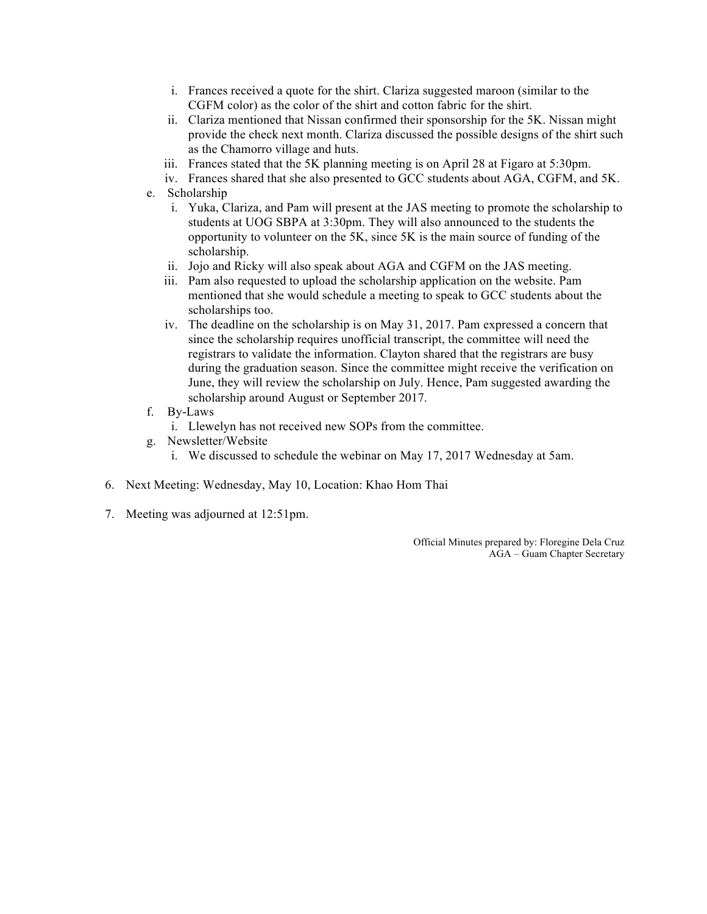i. Frances received a quote for the shirt. Clariza suggested maroon (similar to the CGFM color) as the color of the shirt and cotton fabric for the shirt.
    ii. Clariza mentioned that Nissan confirmed their sponsorship for the 5K. Nissan might provide the check next month. Clariza discussed the possible designs of the shirt such as the Chamorro village and huts.
    iii. Frances stated that the 5K planning meeting is on April 28 at Figaro at 5:30pm.
    iv. Frances shared that she also presented to GCC students about AGA, CGFM, and 5K.

e. Scholarship
    i. Yuka, Clariza, and Pam will present at the JAS meeting to promote the scholarship to students at UOG SBPA at 3:30pm. They will also announced to the students the opportunity to volunteer on the 5K, since 5K is the main source of funding of the scholarship.
    ii. Jojo and Ricky will also speak about AGA and CGFM on the JAS meeting.
    iii. Pam also requested to upload the scholarship application on the website. Pam mentioned that she would schedule a meeting to speak to GCC students about the scholarships too.
    iv. The deadline on the scholarship is on May 31, 2017. Pam expressed a concern that since the scholarship requires unofficial transcript, the committee will need the registrars to validate the information. Clayton shared that the registrars are busy during the graduation season. Since the committee might receive the verification on June, they will review the scholarship on July. Hence, Pam suggested awarding the scholarship around August or September 2017.

f. By-Laws
    i. Llewelyn has not received new SOPs from the committee.

g. Newsletter/Website
    i. We discussed to schedule the webinar on May 17, 2017 Wednesday at 5am.

6. Next Meeting: Wednesday, May 10, Location: Khao Hom Thai

7. Meeting was adjourned at 12:51pm.

Official Minutes prepared by: Floregine Dela Cruz
AGA – Guam Chapter Secretary